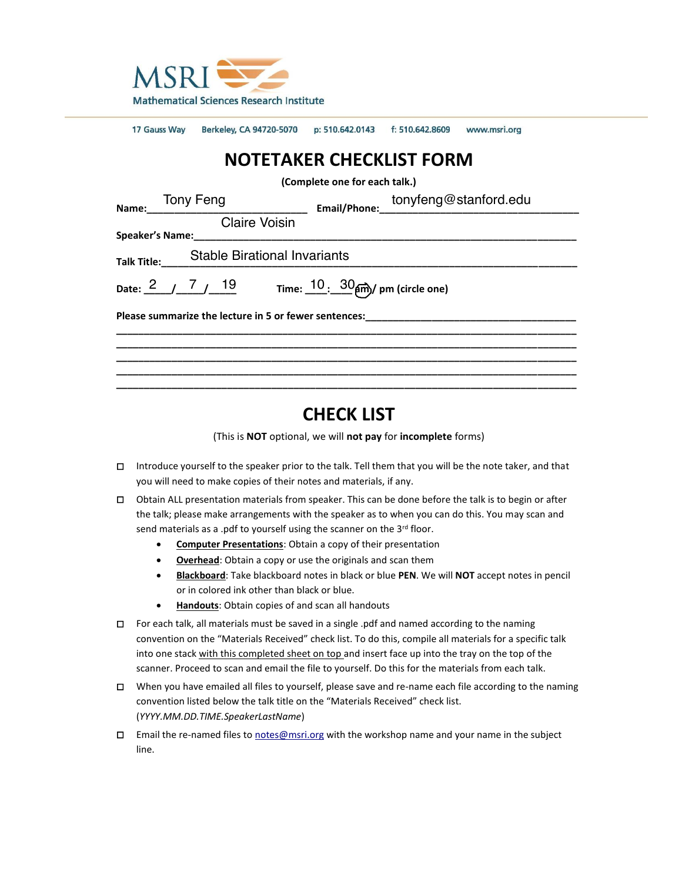MSRI
Mathematical Sciences Research Institute

17 Gauss Way   Berkeley, CA 94720-5070   p: 510.642.0143   f: 510.642.8609   www.msri.org

# NOTETAKER CHECKLIST FORM

**(Complete one for each talk.)**

**Name:** Tony Feng **Email/Phone:** tonyfeng@stanford.edu

**Speaker's Name:** Claire Voisin

**Talk Title:** Stable Birational Invariants

**Date:** 2 / 7 / 19 **Time:** 10 : 30 am / pm (circle one) — am circled

**Please summarize the lecture in 5 or fewer sentences:**

## CHECK LIST

(This is **NOT** optional, we will **not pay** for **incomplete** forms)

- ☐ Introduce yourself to the speaker prior to the talk. Tell them that you will be the note taker, and that you will need to make copies of their notes and materials, if any.
- ☐ Obtain ALL presentation materials from speaker. This can be done before the talk is to begin or after the talk; please make arrangements with the speaker as to when you can do this. You may scan and send materials as a .pdf to yourself using the scanner on the 3rd floor.
  - **Computer Presentations**: Obtain a copy of their presentation
  - **Overhead**: Obtain a copy or use the originals and scan them
  - **Blackboard**: Take blackboard notes in black or blue **PEN**. We will **NOT** accept notes in pencil or in colored ink other than black or blue.
  - **Handouts**: Obtain copies of and scan all handouts
- ☐ For each talk, all materials must be saved in a single .pdf and named according to the naming convention on the "Materials Received" check list. To do this, compile all materials for a specific talk into one stack with this completed sheet on top and insert face up into the tray on the top of the scanner. Proceed to scan and email the file to yourself. Do this for the materials from each talk.
- ☐ When you have emailed all files to yourself, please save and re-name each file according to the naming convention listed below the talk title on the "Materials Received" check list. (*YYYY.MM.DD.TIME.SpeakerLastName*)
- ☐ Email the re-named files to notes@msri.org with the workshop name and your name in the subject line.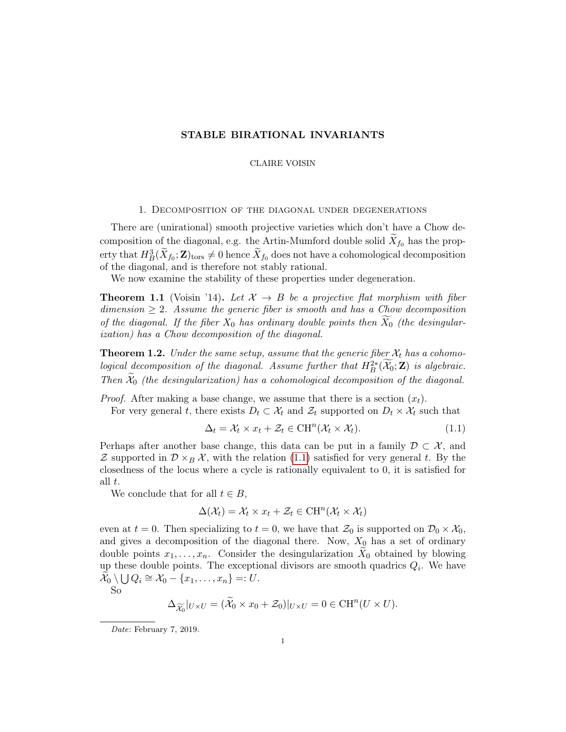**STABLE BIRATIONAL INVARIANTS**

CLAIRE VOISIN

## 1. Decomposition of the diagonal under degenerations

There are (unirational) smooth projective varieties which don't have a Chow decomposition of the diagonal, e.g. the Artin-Mumford double solid $\widetilde{X}_{f_0}$ has the property that $H^3_B(\widetilde{X}_{f_0}; \mathbf{Z})_{\mathrm{tors}} \neq 0$ hence $\widetilde{X}_{f_0}$ does not have a cohomological decomposition of the diagonal, and is therefore not stably rational.

We now examine the stability of these properties under degeneration.

**Theorem 1.1** (Voisin '14)**.** *Let $\mathcal{X} \to B$ be a projective flat morphism with fiber dimension $\geq 2$. Assume the generic fiber is smooth and has a Chow decomposition of the diagonal. If the fiber $X_0$ has ordinary double points then $\widetilde{X}_0$ (the desingularization) has a Chow decomposition of the diagonal.*

**Theorem 1.2.** *Under the same setup, assume that the generic fiber $\mathcal{X}_t$ has a cohomological decomposition of the diagonal. Assume further that $H^{2*}_B(\widetilde{\mathcal{X}_0}; \mathbf{Z})$ is algebraic. Then $\widetilde{\mathcal{X}}_0$ (the desingularization) has a cohomological decomposition of the diagonal.*

*Proof.* After making a base change, we assume that there is a section $(x_t)$.

For very general $t$, there exists $D_t \subset \mathcal{X}_t$ and $\mathcal{Z}_t$ supported on $D_t \times \mathcal{X}_t$ such that

$$\Delta_t = \mathcal{X}_t \times x_t + \mathcal{Z}_t \in \mathrm{CH}^n(\mathcal{X}_t \times \mathcal{X}_t). \tag{1.1}$$

Perhaps after another base change, this data can be put in a family $\mathcal{D} \subset \mathcal{X}$, and $\mathcal{Z}$ supported in $\mathcal{D} \times_B \mathcal{X}$, with the relation (1.1) satisfied for very general $t$. By the closedness of the locus where a cycle is rationally equivalent to 0, it is satisfied for all $t$.

We conclude that for all $t \in B$,

$$\Delta(\mathcal{X}_t) = \mathcal{X}_t \times x_t + \mathcal{Z}_t \in \mathrm{CH}^n(\mathcal{X}_t \times \mathcal{X}_t)$$

even at $t = 0$. Then specializing to $t = 0$, we have that $\mathcal{Z}_0$ is supported on $\mathcal{D}_0 \times \mathcal{X}_0$, and gives a decomposition of the diagonal there. Now, $X_0$ has a set of ordinary double points $x_1, \ldots, x_n$. Consider the desingularization $\widetilde{X}_0$ obtained by blowing up these double points. The exceptional divisors are smooth quadrics $Q_i$. We have $\widetilde{\mathcal{X}}_0 \setminus \bigcup Q_i \cong \mathcal{X}_0 - \{x_1, \ldots, x_n\} =: U$.

So

$$\Delta_{\widetilde{\mathcal{X}_0}}|_{U \times U} = (\widetilde{\mathcal{X}}_0 \times x_0 + \mathcal{Z}_0)|_{U \times U} = 0 \in \mathrm{CH}^n(U \times U).$$

*Date*: February 7, 2019.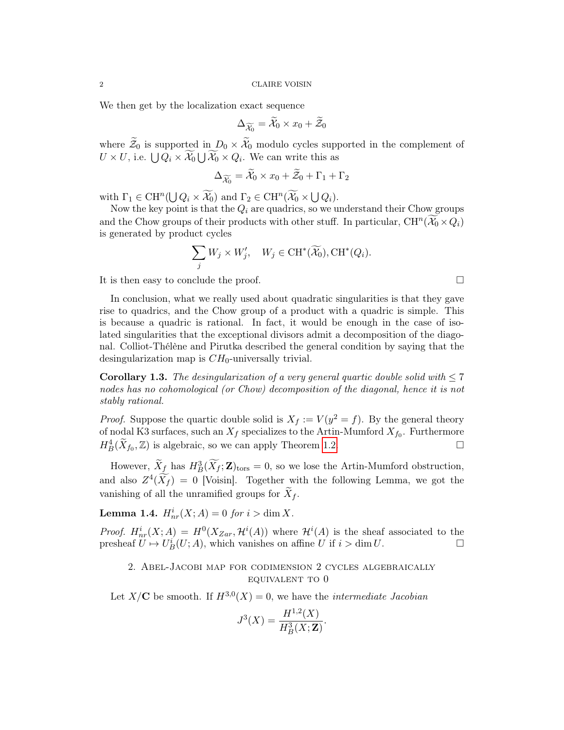We then get by the localization exact sequence

$$\Delta_{\widetilde{\mathcal{X}_0}} = \widetilde{\mathcal{X}}_0 \times x_0 + \widetilde{\mathcal{Z}}_0$$

where $\widetilde{\mathcal{Z}}_0$ is supported in $D_0 \times \widetilde{\mathcal{X}}_0$ modulo cycles supported in the complement of $U \times U$, i.e. $\bigcup Q_i \times \widetilde{\mathcal{X}_0} \bigcup \widetilde{\mathcal{X}_0} \times Q_i$. We can write this as

$$\Delta_{\widetilde{\mathcal{X}_0}} = \widetilde{\mathcal{X}}_0 \times x_0 + \widetilde{\mathcal{Z}}_0 + \Gamma_1 + \Gamma_2$$

with $\Gamma_1 \in \mathrm{CH}^n(\bigcup Q_i \times \widetilde{\mathcal{X}_0})$ and $\Gamma_2 \in \mathrm{CH}^n(\widetilde{\mathcal{X}_0} \times \bigcup Q_i)$.

Now the key point is that the $Q_i$ are quadrics, so we understand their Chow groups and the Chow groups of their products with other stuff. In particular, $\mathrm{CH}^n(\widetilde{\mathcal{X}_0} \times Q_i)$ is generated by product cycles

$$\sum_j W_j \times W_j', \quad W_j \in \mathrm{CH}^*(\widetilde{\mathcal{X}_0}), \mathrm{CH}^*(Q_i).$$

It is then easy to conclude the proof. □

In conclusion, what we really used about quadratic singularities is that they gave rise to quadrics, and the Chow group of a product with a quadric is simple. This is because a quadric is rational. In fact, it would be enough in the case of isolated singularities that the exceptional divisors admit a decomposition of the diagonal. Colliot-Thélène and Pirutka described the general condition by saying that the desingularization map is $CH_0$-universally trivial.

**Corollary 1.3.** *The desingularization of a very general quartic double solid with $\leq 7$ nodes has no cohomological (or Chow) decomposition of the diagonal, hence it is not stably rational.*

*Proof.* Suppose the quartic double solid is $X_f := V(y^2 = f)$. By the general theory of nodal K3 surfaces, such an $X_f$ specializes to the Artin-Mumford $X_{f_0}$. Furthermore $H^4_B(\widetilde{X}_{f_0}, \mathbb{Z})$ is algebraic, so we can apply Theorem 1.2. □

However, $\widetilde{X}_f$ has $H^3_B(\widetilde{X_f}; \mathbf{Z})_{\mathrm{tors}} = 0$, so we lose the Artin-Mumford obstruction, and also $Z^4(\widetilde{X_f}) = 0$ [Voisin]. Together with the following Lemma, we got the vanishing of all the unramified groups for $\widetilde{X}_f$.

**Lemma 1.4.** *$H^i_{nr}(X; A) = 0$ for $i > \dim X$.*

*Proof.* $H^i_{nr}(X; A) = H^0(X_{Zar}, \mathcal{H}^i(A))$ where $\mathcal{H}^i(A)$ is the sheaf associated to the presheaf $U \mapsto U^i_B(U; A)$, which vanishes on affine $U$ if $i > \dim U$. □

## 2. Abel-Jacobi map for codimension 2 cycles algebraically equivalent to 0

Let $X/\mathbf{C}$ be smooth. If $H^{3,0}(X) = 0$, we have the *intermediate Jacobian*

$$J^3(X) = \frac{H^{1,2}(X)}{H^3_B(X; \mathbf{Z})}.$$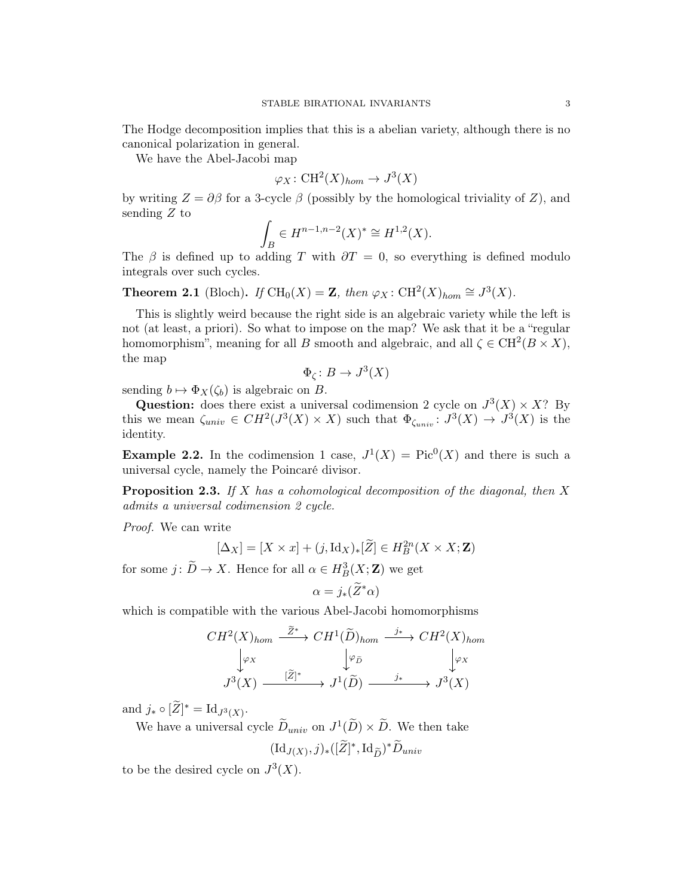The Hodge decomposition implies that this is a abelian variety, although there is no canonical polarization in general.

We have the Abel-Jacobi map

$$\varphi_X \colon \mathrm{CH}^2(X)_{hom} \to J^3(X)$$

by writing $Z = \partial \beta$ for a 3-cycle $\beta$ (possibly by the homological triviality of $Z$), and sending $Z$ to

$$\int_B \in H^{n-1,n-2}(X)^* \cong H^{1,2}(X).$$

The $\beta$ is defined up to adding $T$ with $\partial T = 0$, so everything is defined modulo integrals over such cycles.

**Theorem 2.1** (Bloch)**.** *If* $\mathrm{CH}_0(X) = \mathbf{Z}$*, then* $\varphi_X \colon \mathrm{CH}^2(X)_{hom} \cong J^3(X)$.

This is slightly weird because the right side is an algebraic variety while the left is not (at least, a priori). So what to impose on the map? We ask that it be a "regular homomorphism", meaning for all $B$ smooth and algebraic, and all $\zeta \in \mathrm{CH}^2(B \times X)$, the map

$$\Phi_\zeta \colon B \to J^3(X)$$

sending $b \mapsto \Phi_X(\zeta_b)$ is algebraic on $B$.

**Question:** does there exist a universal codimension 2 cycle on $J^3(X) \times X$? By this we mean $\zeta_{univ} \in CH^2(J^3(X) \times X)$ such that $\Phi_{\zeta_{univ}} \colon J^3(X) \to J^3(X)$ is the identity.

**Example 2.2.** In the codimension 1 case, $J^1(X) = \mathrm{Pic}^0(X)$ and there is such a universal cycle, namely the Poincaré divisor.

**Proposition 2.3.** *If $X$ has a cohomological decomposition of the diagonal, then $X$ admits a universal codimension 2 cycle.*

*Proof.* We can write

$$[\Delta_X] = [X \times x] + (j, \mathrm{Id}_X)_*[\widetilde{Z}] \in H_B^{2n}(X \times X; \mathbf{Z})$$

for some $j \colon \widetilde{D} \to X$. Hence for all $\alpha \in H_B^3(X; \mathbf{Z})$ we get

$$\alpha = j_*(\widetilde{Z}^* \alpha)$$

which is compatible with the various Abel-Jacobi homomorphisms

$$\begin{array}{ccccc}
CH^2(X)_{hom} & \xrightarrow{\widetilde{Z}^*} & CH^1(\widetilde{D})_{hom} & \xrightarrow{j_*} & CH^2(X)_{hom} \\
\downarrow{\scriptstyle \varphi_X} & & \downarrow{\scriptstyle \varphi_{\widetilde{D}}} & & \downarrow{\scriptstyle \varphi_X} \\
J^3(X) & \xrightarrow{[\widetilde{Z}]^*} & J^1(\widetilde{D}) & \xrightarrow{j_*} & J^3(X)
\end{array}$$

and $j_* \circ [\widetilde{Z}]^* = \mathrm{Id}_{J^3(X)}$.

We have a universal cycle $\widetilde{D}_{univ}$ on $J^1(\widetilde{D}) \times \widetilde{D}$. We then take

$$(\mathrm{Id}_{J(X)}, j)_*([\widetilde{Z}]^*, \mathrm{Id}_{\widetilde{D}})^* \widetilde{D}_{univ}$$

to be the desired cycle on $J^3(X)$.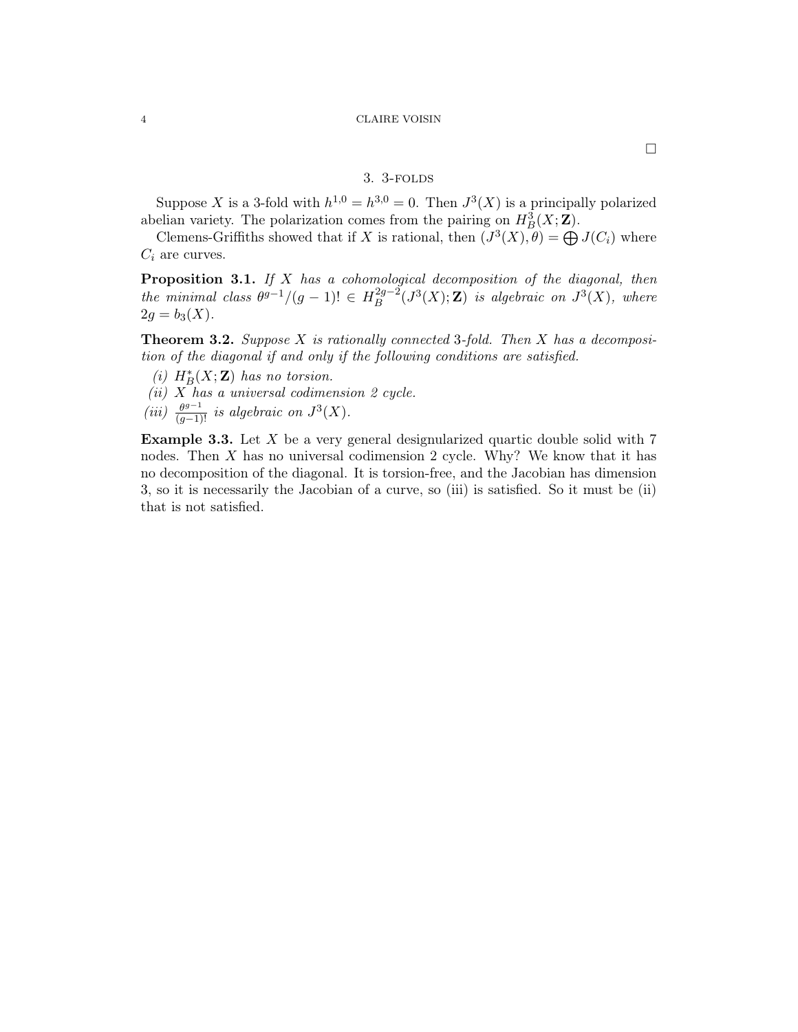□

## 3. 3-folds

Suppose $X$ is a 3-fold with $h^{1,0} = h^{3,0} = 0$. Then $J^3(X)$ is a principally polarized abelian variety. The polarization comes from the pairing on $H^3_B(X; \mathbf{Z})$.

Clemens-Griffiths showed that if $X$ is rational, then $(J^3(X), \theta) = \bigoplus J(C_i)$ where $C_i$ are curves.

**Proposition 3.1.** *If $X$ has a cohomological decomposition of the diagonal, then the minimal class $\theta^{g-1}/(g-1)! \in H_B^{2g-2}(J^3(X); \mathbf{Z})$ is algebraic on $J^3(X)$, where $2g = b_3(X)$.*

**Theorem 3.2.** *Suppose $X$ is rationally connected 3-fold. Then $X$ has a decomposition of the diagonal if and only if the following conditions are satisfied.*

*(i) $H_B^*(X; \mathbf{Z})$ has no torsion.*
*(ii) $X$ has a universal codimension 2 cycle.*
*(iii) $\frac{\theta^{g-1}}{(g-1)!}$ is algebraic on $J^3(X)$.*

**Example 3.3.** Let $X$ be a very general designularized quartic double solid with 7 nodes. Then $X$ has no universal codimension 2 cycle. Why? We know that it has no decomposition of the diagonal. It is torsion-free, and the Jacobian has dimension 3, so it is necessarily the Jacobian of a curve, so (iii) is satisfied. So it must be (ii) that is not satisfied.